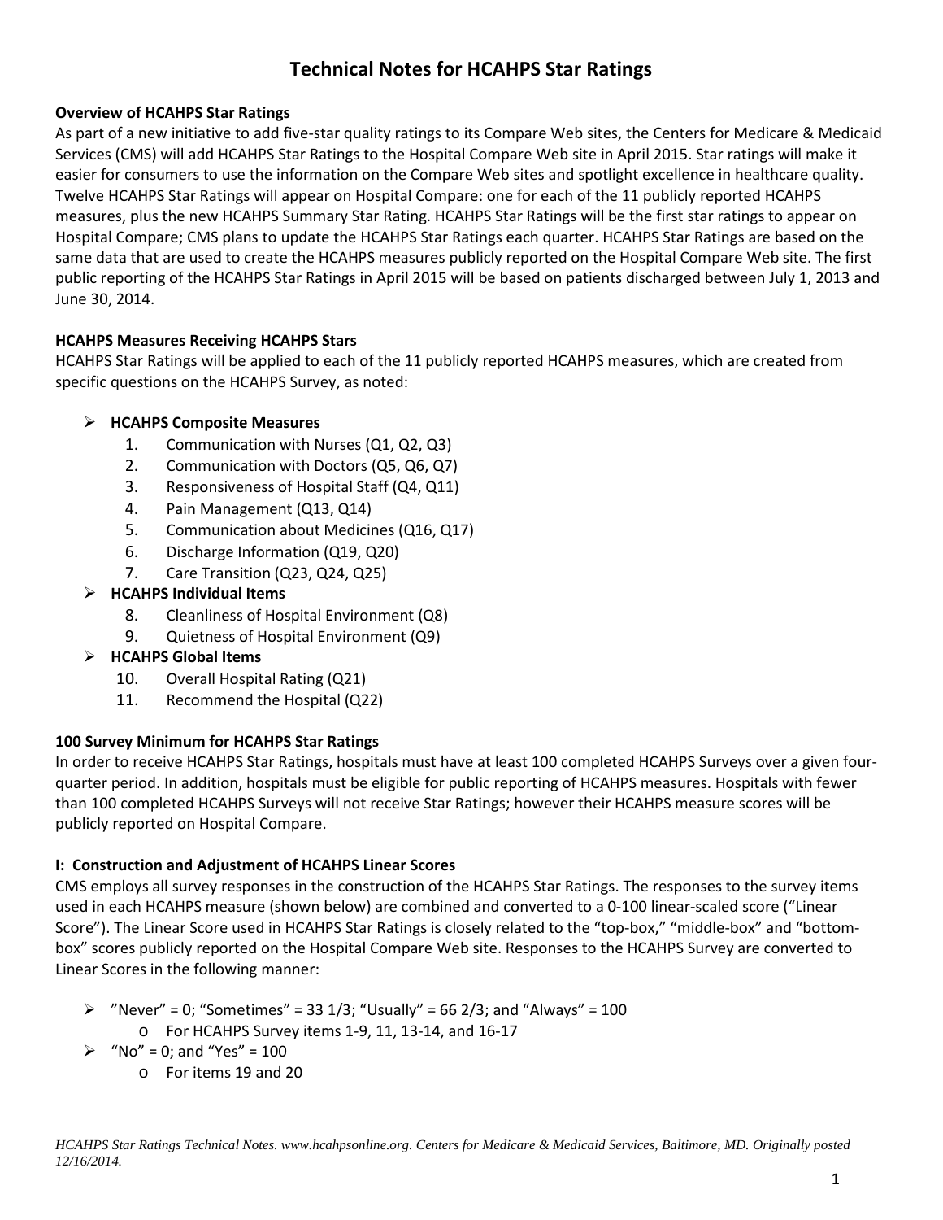# Technical Notes for HCAHPS Star Ratings

### Overview of HCAHPS Star Ratings

As part of a new initiative to add five-star quality ratings to its Compare Web sites, the Centers for Medicare & Medicaid Services (CMS) will add HCAHPS Star Ratings to the Hospital Compare Web site in April 2015. Star ratings will make it easier for consumers to use the information on the Compare Web sites and spotlight excellence in healthcare quality. Twelve HCAHPS Star Ratings will appear on Hospital Compare: one for each of the 11 publicly reported HCAHPS measures, plus the new HCAHPS Summary Star Rating. HCAHPS Star Ratings will be the first star ratings to appear on Hospital Compare; CMS plans to update the HCAHPS Star Ratings each quarter. HCAHPS Star Ratings are based on the same data that are used to create the HCAHPS measures publicly reported on the Hospital Compare Web site. The first public reporting of the HCAHPS Star Ratings in April 2015 will be based on patients discharged between July 1, 2013 and June 30, 2014.

### HCAHPS Measures Receiving HCAHPS Stars

HCAHPS Star Ratings will be applied to each of the 11 publicly reported HCAHPS measures, which are created from specific questions on the HCAHPS Survey, as noted:

- **HCAHPS Composite Measures**
  1. Communication with Nurses (Q1, Q2, Q3)
  2. Communication with Doctors (Q5, Q6, Q7)
  3. Responsiveness of Hospital Staff (Q4, Q11)
  4. Pain Management (Q13, Q14)
  5. Communication about Medicines (Q16, Q17)
  6. Discharge Information (Q19, Q20)
  7. Care Transition (Q23, Q24, Q25)
- **HCAHPS Individual Items**
  8. Cleanliness of Hospital Environment (Q8)
  9. Quietness of Hospital Environment (Q9)
- **HCAHPS Global Items**
  10. Overall Hospital Rating (Q21)
  11. Recommend the Hospital (Q22)

### 100 Survey Minimum for HCAHPS Star Ratings

In order to receive HCAHPS Star Ratings, hospitals must have at least 100 completed HCAHPS Surveys over a given four-quarter period. In addition, hospitals must be eligible for public reporting of HCAHPS measures. Hospitals with fewer than 100 completed HCAHPS Surveys will not receive Star Ratings; however their HCAHPS measure scores will be publicly reported on Hospital Compare.

### I: Construction and Adjustment of HCAHPS Linear Scores

CMS employs all survey responses in the construction of the HCAHPS Star Ratings. The responses to the survey items used in each HCAHPS measure (shown below) are combined and converted to a 0-100 linear-scaled score ("Linear Score"). The Linear Score used in HCAHPS Star Ratings is closely related to the "top-box," "middle-box" and "bottom-box" scores publicly reported on the Hospital Compare Web site. Responses to the HCAHPS Survey are converted to Linear Scores in the following manner:

- "Never" = 0; "Sometimes" = 33 1/3; "Usually" = 66 2/3; and "Always" = 100
  - For HCAHPS Survey items 1-9, 11, 13-14, and 16-17
- "No" = 0; and "Yes" = 100
  - For items 19 and 20

*HCAHPS Star Ratings Technical Notes. www.hcahpsonline.org. Centers for Medicare & Medicaid Services, Baltimore, MD. Originally posted 12/16/2014.*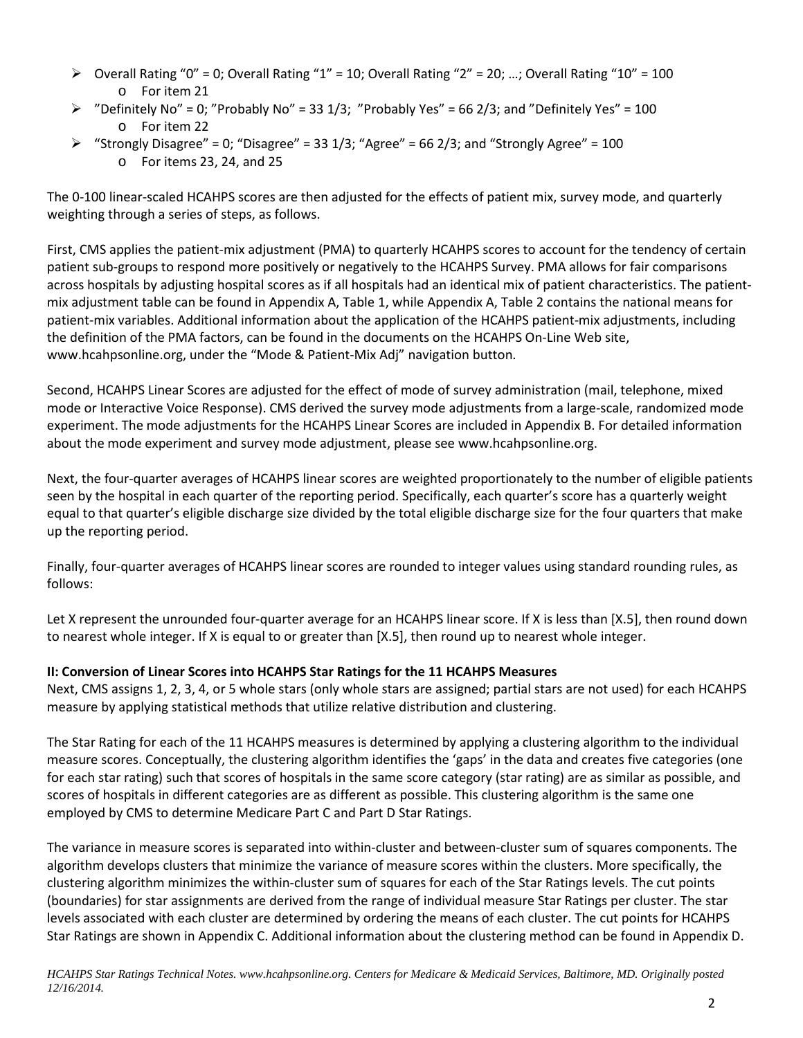- Overall Rating "0" = 0; Overall Rating "1" = 10; Overall Rating "2" = 20; …; Overall Rating "10" = 100
  - For item 21
- "Definitely No" = 0; "Probably No" = 33 1/3; "Probably Yes" = 66 2/3; and "Definitely Yes" = 100
  - For item 22
- "Strongly Disagree" = 0; "Disagree" = 33 1/3; "Agree" = 66 2/3; and "Strongly Agree" = 100
  - For items 23, 24, and 25

The 0-100 linear-scaled HCAHPS scores are then adjusted for the effects of patient mix, survey mode, and quarterly weighting through a series of steps, as follows.

First, CMS applies the patient-mix adjustment (PMA) to quarterly HCAHPS scores to account for the tendency of certain patient sub-groups to respond more positively or negatively to the HCAHPS Survey. PMA allows for fair comparisons across hospitals by adjusting hospital scores as if all hospitals had an identical mix of patient characteristics. The patient-mix adjustment table can be found in Appendix A, Table 1, while Appendix A, Table 2 contains the national means for patient-mix variables. Additional information about the application of the HCAHPS patient-mix adjustments, including the definition of the PMA factors, can be found in the documents on the HCAHPS On-Line Web site, www.hcahpsonline.org, under the "Mode & Patient-Mix Adj" navigation button.

Second, HCAHPS Linear Scores are adjusted for the effect of mode of survey administration (mail, telephone, mixed mode or Interactive Voice Response). CMS derived the survey mode adjustments from a large-scale, randomized mode experiment. The mode adjustments for the HCAHPS Linear Scores are included in Appendix B. For detailed information about the mode experiment and survey mode adjustment, please see www.hcahpsonline.org.

Next, the four-quarter averages of HCAHPS linear scores are weighted proportionately to the number of eligible patients seen by the hospital in each quarter of the reporting period. Specifically, each quarter's score has a quarterly weight equal to that quarter's eligible discharge size divided by the total eligible discharge size for the four quarters that make up the reporting period.

Finally, four-quarter averages of HCAHPS linear scores are rounded to integer values using standard rounding rules, as follows:

Let X represent the unrounded four-quarter average for an HCAHPS linear score. If X is less than [X.5], then round down to nearest whole integer. If X is equal to or greater than [X.5], then round up to nearest whole integer.

### II: Conversion of Linear Scores into HCAHPS Star Ratings for the 11 HCAHPS Measures

Next, CMS assigns 1, 2, 3, 4, or 5 whole stars (only whole stars are assigned; partial stars are not used) for each HCAHPS measure by applying statistical methods that utilize relative distribution and clustering.

The Star Rating for each of the 11 HCAHPS measures is determined by applying a clustering algorithm to the individual measure scores. Conceptually, the clustering algorithm identifies the 'gaps' in the data and creates five categories (one for each star rating) such that scores of hospitals in the same score category (star rating) are as similar as possible, and scores of hospitals in different categories are as different as possible. This clustering algorithm is the same one employed by CMS to determine Medicare Part C and Part D Star Ratings.

The variance in measure scores is separated into within-cluster and between-cluster sum of squares components. The algorithm develops clusters that minimize the variance of measure scores within the clusters. More specifically, the clustering algorithm minimizes the within-cluster sum of squares for each of the Star Ratings levels. The cut points (boundaries) for star assignments are derived from the range of individual measure Star Ratings per cluster. The star levels associated with each cluster are determined by ordering the means of each cluster. The cut points for HCAHPS Star Ratings are shown in Appendix C. Additional information about the clustering method can be found in Appendix D.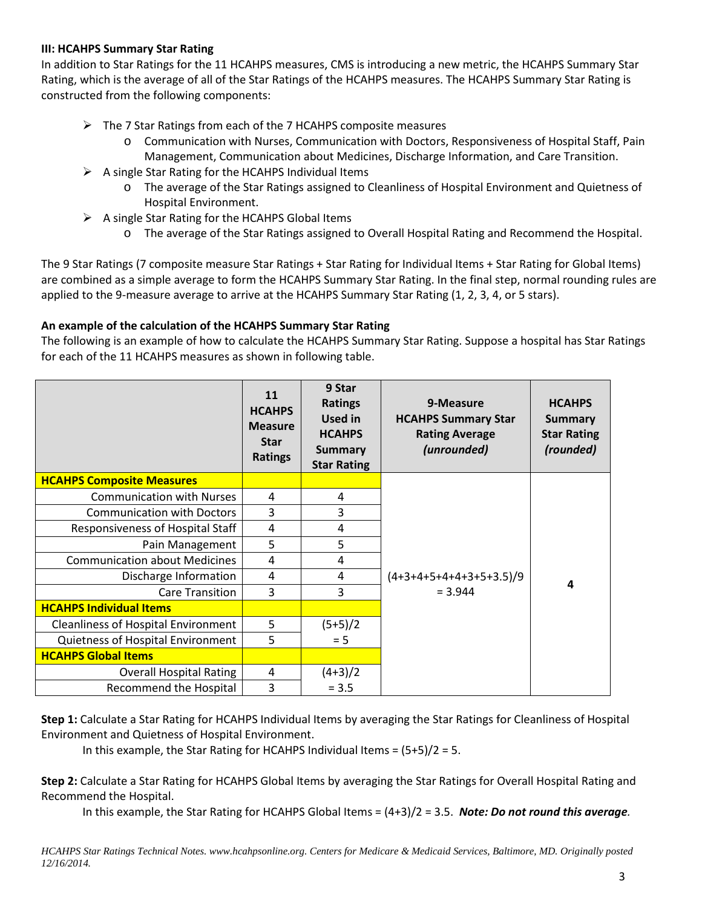### III: HCAHPS Summary Star Rating

In addition to Star Ratings for the 11 HCAHPS measures, CMS is introducing a new metric, the HCAHPS Summary Star Rating, which is the average of all of the Star Ratings of the HCAHPS measures. The HCAHPS Summary Star Rating is constructed from the following components:

- The 7 Star Ratings from each of the 7 HCAHPS composite measures
  - Communication with Nurses, Communication with Doctors, Responsiveness of Hospital Staff, Pain Management, Communication about Medicines, Discharge Information, and Care Transition.
- A single Star Rating for the HCAHPS Individual Items
  - The average of the Star Ratings assigned to Cleanliness of Hospital Environment and Quietness of Hospital Environment.
- A single Star Rating for the HCAHPS Global Items
  - The average of the Star Ratings assigned to Overall Hospital Rating and Recommend the Hospital.

The 9 Star Ratings (7 composite measure Star Ratings + Star Rating for Individual Items + Star Rating for Global Items) are combined as a simple average to form the HCAHPS Summary Star Rating. In the final step, normal rounding rules are applied to the 9-measure average to arrive at the HCAHPS Summary Star Rating (1, 2, 3, 4, or 5 stars).

**An example of the calculation of the HCAHPS Summary Star Rating**

The following is an example of how to calculate the HCAHPS Summary Star Rating. Suppose a hospital has Star Ratings for each of the 11 HCAHPS measures as shown in following table.

| | 11 HCAHPS Measure Star Ratings | 9 Star Ratings Used in HCAHPS Summary Star Rating | 9-Measure HCAHPS Summary Star Rating Average *(unrounded)* | HCAHPS Summary Star Rating *(rounded)* |
|---|---|---|---|---|
| **HCAHPS Composite Measures** | | | (4+3+4+5+4+4+3+5+3.5)/9 = 3.944 | **4** |
| Communication with Nurses | 4 | 4 | | |
| Communication with Doctors | 3 | 3 | | |
| Responsiveness of Hospital Staff | 4 | 4 | | |
| Pain Management | 5 | 5 | | |
| Communication about Medicines | 4 | 4 | | |
| Discharge Information | 4 | 4 | | |
| Care Transition | 3 | 3 | | |
| **HCAHPS Individual Items** | | | | |
| Cleanliness of Hospital Environment | 5 | (5+5)/2 = 5 | | |
| Quietness of Hospital Environment | 5 | | | |
| **HCAHPS Global Items** | | | | |
| Overall Hospital Rating | 4 | (4+3)/2 = 3.5 | | |
| Recommend the Hospital | 3 | | | |

**Step 1:** Calculate a Star Rating for HCAHPS Individual Items by averaging the Star Ratings for Cleanliness of Hospital Environment and Quietness of Hospital Environment.

In this example, the Star Rating for HCAHPS Individual Items = (5+5)/2 = 5.

**Step 2:** Calculate a Star Rating for HCAHPS Global Items by averaging the Star Ratings for Overall Hospital Rating and Recommend the Hospital.

In this example, the Star Rating for HCAHPS Global Items = (4+3)/2 = 3.5. ***Note: Do not round this average.***

*HCAHPS Star Ratings Technical Notes. www.hcahpsonline.org. Centers for Medicare & Medicaid Services, Baltimore, MD. Originally posted 12/16/2014.*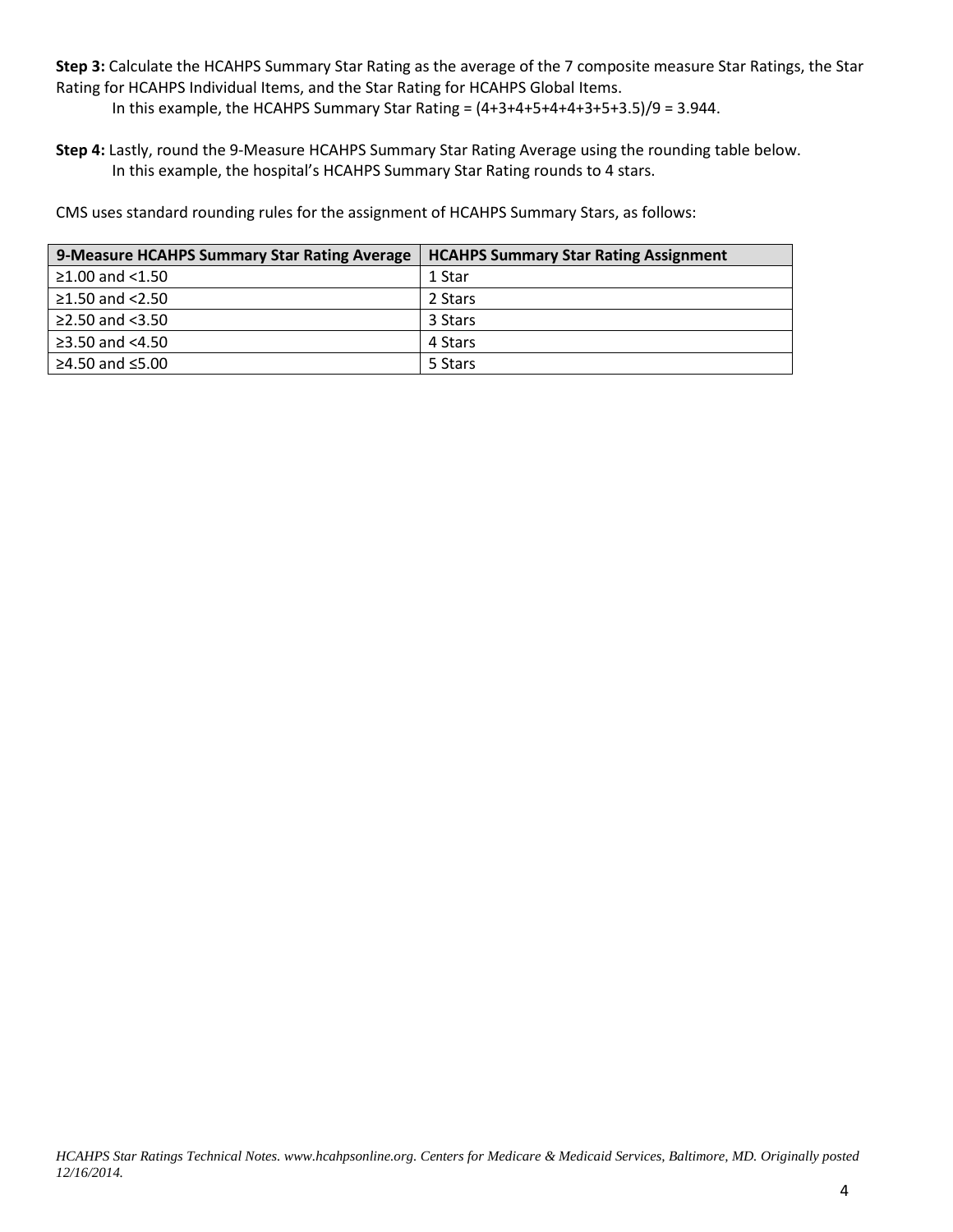**Step 3:** Calculate the HCAHPS Summary Star Rating as the average of the 7 composite measure Star Ratings, the Star Rating for HCAHPS Individual Items, and the Star Rating for HCAHPS Global Items.

In this example, the HCAHPS Summary Star Rating = (4+3+4+5+4+4+3+5+3.5)/9 = 3.944.

**Step 4:** Lastly, round the 9-Measure HCAHPS Summary Star Rating Average using the rounding table below.

In this example, the hospital's HCAHPS Summary Star Rating rounds to 4 stars.

CMS uses standard rounding rules for the assignment of HCAHPS Summary Stars, as follows:

| 9-Measure HCAHPS Summary Star Rating Average | HCAHPS Summary Star Rating Assignment |
| --- | --- |
| ≥1.00 and <1.50 | 1 Star |
| ≥1.50 and <2.50 | 2 Stars |
| ≥2.50 and <3.50 | 3 Stars |
| ≥3.50 and <4.50 | 4 Stars |
| ≥4.50 and ≤5.00 | 5 Stars |

*HCAHPS Star Ratings Technical Notes. www.hcahpsonline.org. Centers for Medicare & Medicaid Services, Baltimore, MD. Originally posted 12/16/2014.*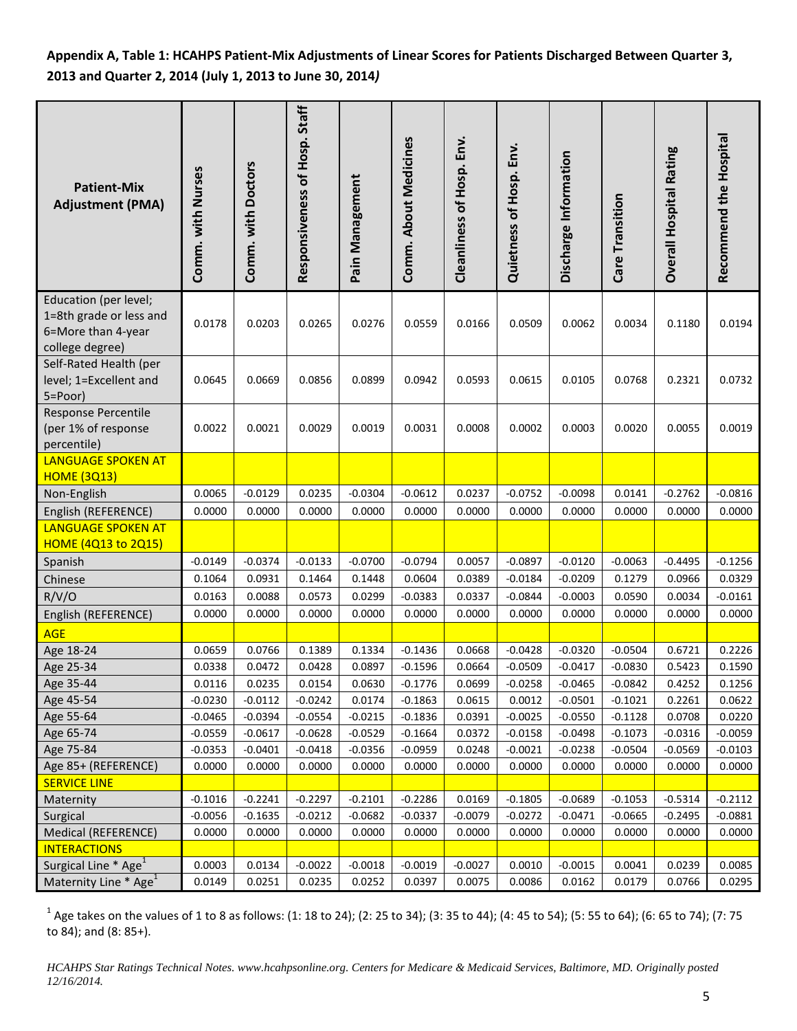**Appendix A, Table 1: HCAHPS Patient-Mix Adjustments of Linear Scores for Patients Discharged Between Quarter 3, 2013 and Quarter 2, 2014 (July 1, 2013 to June 30, 2014*)***

| Patient-Mix Adjustment (PMA) | Comm. with Nurses | Comm. with Doctors | Responsiveness of Hosp. Staff | Pain Management | Comm. About Medicines | Cleanliness of Hosp. Env. | Quietness of Hosp. Env. | Discharge Information | Care Transition | Overall Hospital Rating | Recommend the Hospital |
|---|---|---|---|---|---|---|---|---|---|---|---|
| Education (per level; 1=8th grade or less and 6=More than 4-year college degree) | 0.0178 | 0.0203 | 0.0265 | 0.0276 | 0.0559 | 0.0166 | 0.0509 | 0.0062 | 0.0034 | 0.1180 | 0.0194 |
| Self-Rated Health (per level; 1=Excellent and 5=Poor) | 0.0645 | 0.0669 | 0.0856 | 0.0899 | 0.0942 | 0.0593 | 0.0615 | 0.0105 | 0.0768 | 0.2321 | 0.0732 |
| Response Percentile (per 1% of response percentile) | 0.0022 | 0.0021 | 0.0029 | 0.0019 | 0.0031 | 0.0008 | 0.0002 | 0.0003 | 0.0020 | 0.0055 | 0.0019 |
| LANGUAGE SPOKEN AT HOME (3Q13) | | | | | | | | | | | |
| Non-English | 0.0065 | -0.0129 | 0.0235 | -0.0304 | -0.0612 | 0.0237 | -0.0752 | -0.0098 | 0.0141 | -0.2762 | -0.0816 |
| English (REFERENCE) | 0.0000 | 0.0000 | 0.0000 | 0.0000 | 0.0000 | 0.0000 | 0.0000 | 0.0000 | 0.0000 | 0.0000 | 0.0000 |
| LANGUAGE SPOKEN AT HOME (4Q13 to 2Q15) | | | | | | | | | | | |
| Spanish | -0.0149 | -0.0374 | -0.0133 | -0.0700 | -0.0794 | 0.0057 | -0.0897 | -0.0120 | -0.0063 | -0.4495 | -0.1256 |
| Chinese | 0.1064 | 0.0931 | 0.1464 | 0.1448 | 0.0604 | 0.0389 | -0.0184 | -0.0209 | 0.1279 | 0.0966 | 0.0329 |
| R/V/O | 0.0163 | 0.0088 | 0.0573 | 0.0299 | -0.0383 | 0.0337 | -0.0844 | -0.0003 | 0.0590 | 0.0034 | -0.0161 |
| English (REFERENCE) | 0.0000 | 0.0000 | 0.0000 | 0.0000 | 0.0000 | 0.0000 | 0.0000 | 0.0000 | 0.0000 | 0.0000 | 0.0000 |
| AGE | | | | | | | | | | | |
| Age 18-24 | 0.0659 | 0.0766 | 0.1389 | 0.1334 | -0.1436 | 0.0668 | -0.0428 | -0.0320 | -0.0504 | 0.6721 | 0.2226 |
| Age 25-34 | 0.0338 | 0.0472 | 0.0428 | 0.0897 | -0.1596 | 0.0664 | -0.0509 | -0.0417 | -0.0830 | 0.5423 | 0.1590 |
| Age 35-44 | 0.0116 | 0.0235 | 0.0154 | 0.0630 | -0.1776 | 0.0699 | -0.0258 | -0.0465 | -0.0842 | 0.4252 | 0.1256 |
| Age 45-54 | -0.0230 | -0.0112 | -0.0242 | 0.0174 | -0.1863 | 0.0615 | 0.0012 | -0.0501 | -0.1021 | 0.2261 | 0.0622 |
| Age 55-64 | -0.0465 | -0.0394 | -0.0554 | -0.0215 | -0.1836 | 0.0391 | -0.0025 | -0.0550 | -0.1128 | 0.0708 | 0.0220 |
| Age 65-74 | -0.0559 | -0.0617 | -0.0628 | -0.0529 | -0.1664 | 0.0372 | -0.0158 | -0.0498 | -0.1073 | -0.0316 | -0.0059 |
| Age 75-84 | -0.0353 | -0.0401 | -0.0418 | -0.0356 | -0.0959 | 0.0248 | -0.0021 | -0.0238 | -0.0504 | -0.0569 | -0.0103 |
| Age 85+ (REFERENCE) | 0.0000 | 0.0000 | 0.0000 | 0.0000 | 0.0000 | 0.0000 | 0.0000 | 0.0000 | 0.0000 | 0.0000 | 0.0000 |
| SERVICE LINE | | | | | | | | | | | |
| Maternity | -0.1016 | -0.2241 | -0.2297 | -0.2101 | -0.2286 | 0.0169 | -0.1805 | -0.0689 | -0.1053 | -0.5314 | -0.2112 |
| Surgical | -0.0056 | -0.1635 | -0.0212 | -0.0682 | -0.0337 | -0.0079 | -0.0272 | -0.0471 | -0.0665 | -0.2495 | -0.0881 |
| Medical (REFERENCE) | 0.0000 | 0.0000 | 0.0000 | 0.0000 | 0.0000 | 0.0000 | 0.0000 | 0.0000 | 0.0000 | 0.0000 | 0.0000 |
| INTERACTIONS | | | | | | | | | | | |
| Surgical Line * Age[1] | 0.0003 | 0.0134 | -0.0022 | -0.0018 | -0.0019 | -0.0027 | 0.0010 | -0.0015 | 0.0041 | 0.0239 | 0.0085 |
| Maternity Line * Age[1] | 0.0149 | 0.0251 | 0.0235 | 0.0252 | 0.0397 | 0.0075 | 0.0086 | 0.0162 | 0.0179 | 0.0766 | 0.0295 |

[1] Age takes on the values of 1 to 8 as follows: (1: 18 to 24); (2: 25 to 34); (3: 35 to 44); (4: 45 to 54); (5: 55 to 64); (6: 65 to 74); (7: 75 to 84); and (8: 85+).

*HCAHPS Star Ratings Technical Notes. www.hcahpsonline.org. Centers for Medicare & Medicaid Services, Baltimore, MD. Originally posted 12/16/2014.*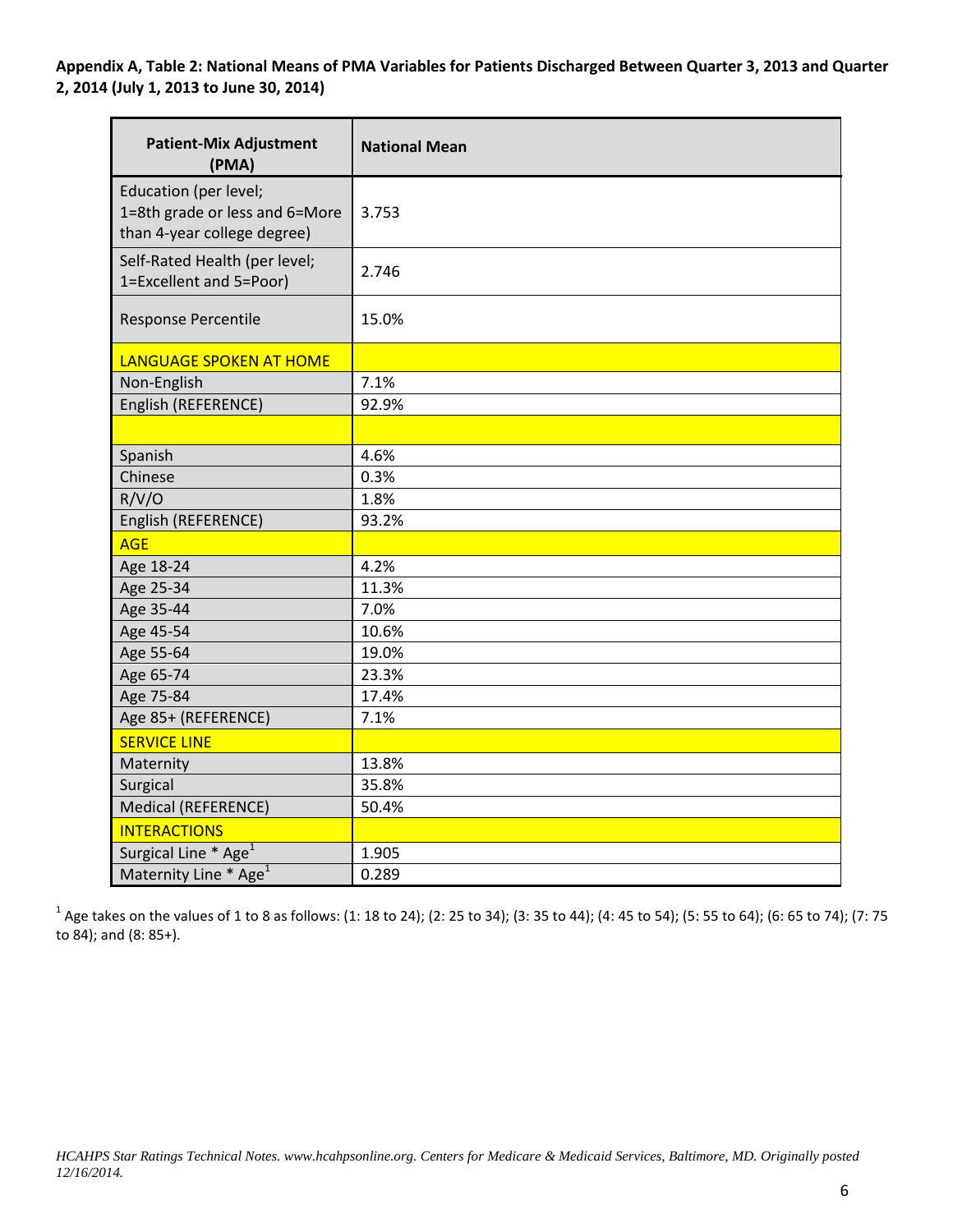**Appendix A, Table 2: National Means of PMA Variables for Patients Discharged Between Quarter 3, 2013 and Quarter 2, 2014 (July 1, 2013 to June 30, 2014)**

| Patient-Mix Adjustment (PMA) | National Mean |
|---|---|
| Education (per level; 1=8th grade or less and 6=More than 4-year college degree) | 3.753 |
| Self-Rated Health (per level; 1=Excellent and 5=Poor) | 2.746 |
| Response Percentile | 15.0% |
| LANGUAGE SPOKEN AT HOME | |
| Non-English | 7.1% |
| English (REFERENCE) | 92.9% |
| | |
| Spanish | 4.6% |
| Chinese | 0.3% |
| R/V/O | 1.8% |
| English (REFERENCE) | 93.2% |
| AGE | |
| Age 18-24 | 4.2% |
| Age 25-34 | 11.3% |
| Age 35-44 | 7.0% |
| Age 45-54 | 10.6% |
| Age 55-64 | 19.0% |
| Age 65-74 | 23.3% |
| Age 75-84 | 17.4% |
| Age 85+ (REFERENCE) | 7.1% |
| SERVICE LINE | |
| Maternity | 13.8% |
| Surgical | 35.8% |
| Medical (REFERENCE) | 50.4% |
| INTERACTIONS | |
| Surgical Line * Age[1] | 1.905 |
| Maternity Line * Age[1] | 0.289 |

[1] Age takes on the values of 1 to 8 as follows: (1: 18 to 24); (2: 25 to 34); (3: 35 to 44); (4: 45 to 54); (5: 55 to 64); (6: 65 to 74); (7: 75 to 84); and (8: 85+).

*HCAHPS Star Ratings Technical Notes. www.hcahpsonline.org. Centers for Medicare & Medicaid Services, Baltimore, MD. Originally posted 12/16/2014.*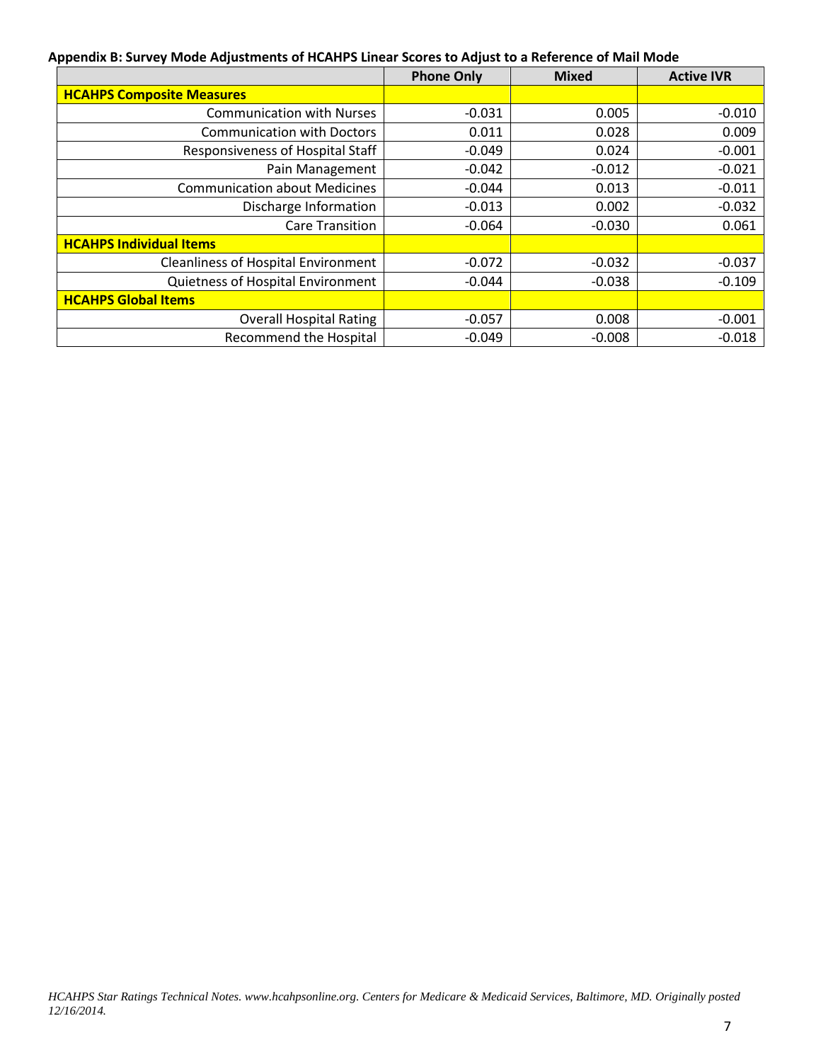**Appendix B: Survey Mode Adjustments of HCAHPS Linear Scores to Adjust to a Reference of Mail Mode**

| | Phone Only | Mixed | Active IVR |
|---|---|---|---|
| **HCAHPS Composite Measures** | | | |
| Communication with Nurses | -0.031 | 0.005 | -0.010 |
| Communication with Doctors | 0.011 | 0.028 | 0.009 |
| Responsiveness of Hospital Staff | -0.049 | 0.024 | -0.001 |
| Pain Management | -0.042 | -0.012 | -0.021 |
| Communication about Medicines | -0.044 | 0.013 | -0.011 |
| Discharge Information | -0.013 | 0.002 | -0.032 |
| Care Transition | -0.064 | -0.030 | 0.061 |
| **HCAHPS Individual Items** | | | |
| Cleanliness of Hospital Environment | -0.072 | -0.032 | -0.037 |
| Quietness of Hospital Environment | -0.044 | -0.038 | -0.109 |
| **HCAHPS Global Items** | | | |
| Overall Hospital Rating | -0.057 | 0.008 | -0.001 |
| Recommend the Hospital | -0.049 | -0.008 | -0.018 |

*HCAHPS Star Ratings Technical Notes. www.hcahpsonline.org. Centers for Medicare & Medicaid Services, Baltimore, MD. Originally posted 12/16/2014.*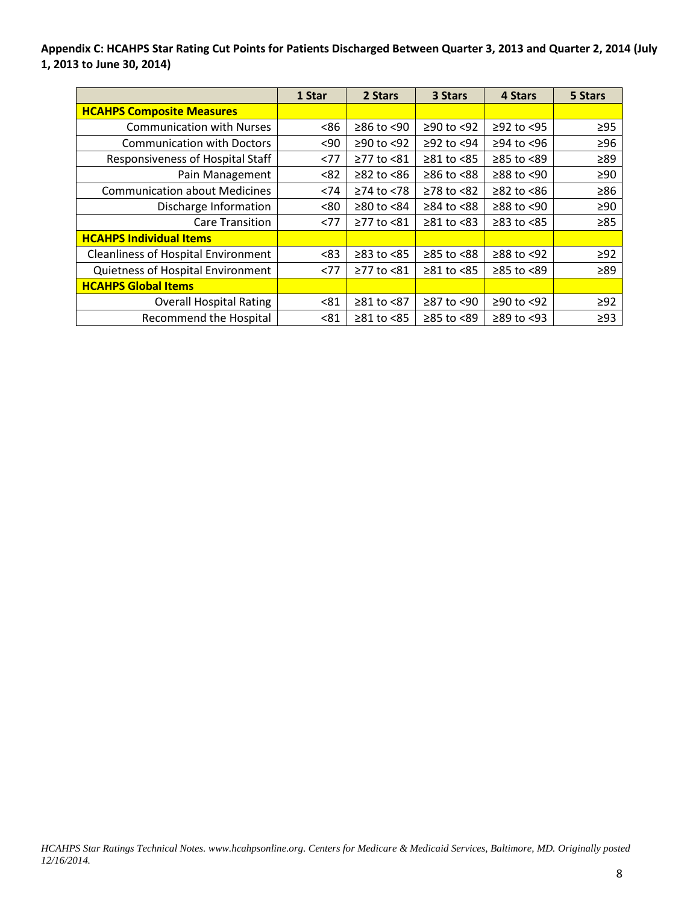**Appendix C: HCAHPS Star Rating Cut Points for Patients Discharged Between Quarter 3, 2013 and Quarter 2, 2014 (July 1, 2013 to June 30, 2014)**

| | 1 Star | 2 Stars | 3 Stars | 4 Stars | 5 Stars |
|---|---|---|---|---|---|
| **HCAHPS Composite Measures** | | | | | |
| Communication with Nurses | <86 | ≥86 to <90 | ≥90 to <92 | ≥92 to <95 | ≥95 |
| Communication with Doctors | <90 | ≥90 to <92 | ≥92 to <94 | ≥94 to <96 | ≥96 |
| Responsiveness of Hospital Staff | <77 | ≥77 to <81 | ≥81 to <85 | ≥85 to <89 | ≥89 |
| Pain Management | <82 | ≥82 to <86 | ≥86 to <88 | ≥88 to <90 | ≥90 |
| Communication about Medicines | <74 | ≥74 to <78 | ≥78 to <82 | ≥82 to <86 | ≥86 |
| Discharge Information | <80 | ≥80 to <84 | ≥84 to <88 | ≥88 to <90 | ≥90 |
| Care Transition | <77 | ≥77 to <81 | ≥81 to <83 | ≥83 to <85 | ≥85 |
| **HCAHPS Individual Items** | | | | | |
| Cleanliness of Hospital Environment | <83 | ≥83 to <85 | ≥85 to <88 | ≥88 to <92 | ≥92 |
| Quietness of Hospital Environment | <77 | ≥77 to <81 | ≥81 to <85 | ≥85 to <89 | ≥89 |
| **HCAHPS Global Items** | | | | | |
| Overall Hospital Rating | <81 | ≥81 to <87 | ≥87 to <90 | ≥90 to <92 | ≥92 |
| Recommend the Hospital | <81 | ≥81 to <85 | ≥85 to <89 | ≥89 to <93 | ≥93 |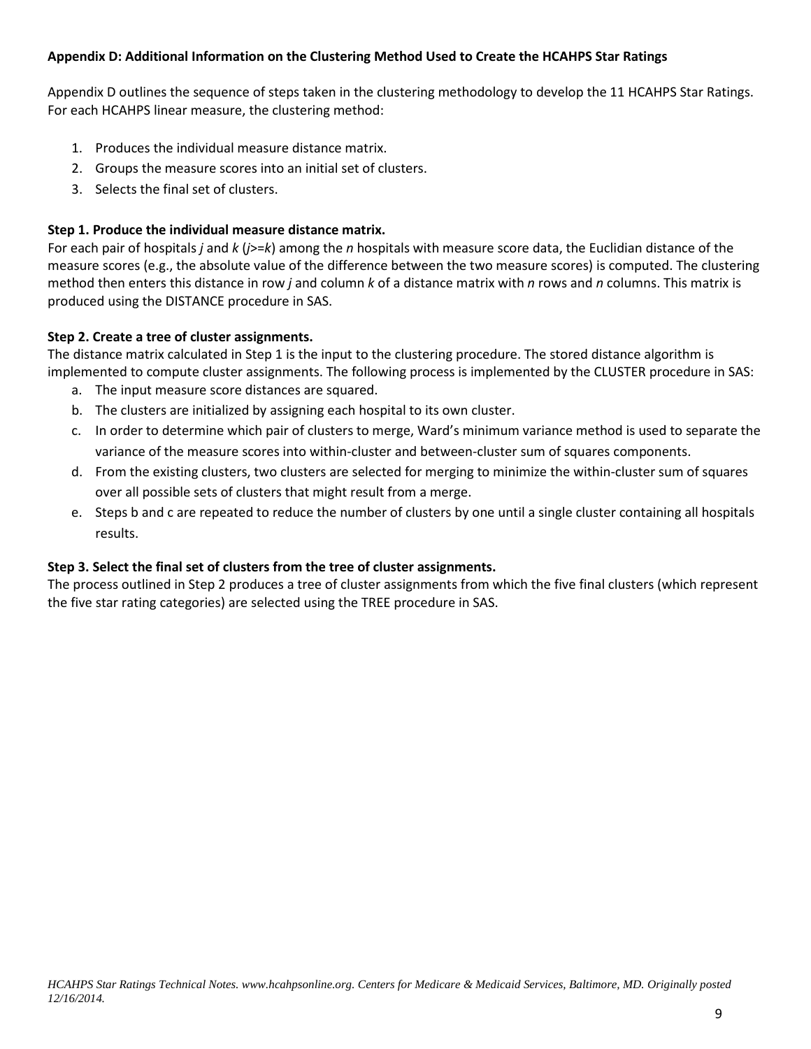### Appendix D: Additional Information on the Clustering Method Used to Create the HCAHPS Star Ratings

Appendix D outlines the sequence of steps taken in the clustering methodology to develop the 11 HCAHPS Star Ratings. For each HCAHPS linear measure, the clustering method:

1. Produces the individual measure distance matrix.
2. Groups the measure scores into an initial set of clusters.
3. Selects the final set of clusters.

**Step 1. Produce the individual measure distance matrix.**

For each pair of hospitals *j* and *k* (*j*>=*k*) among the *n* hospitals with measure score data, the Euclidian distance of the measure scores (e.g., the absolute value of the difference between the two measure scores) is computed. The clustering method then enters this distance in row *j* and column *k* of a distance matrix with *n* rows and *n* columns. This matrix is produced using the DISTANCE procedure in SAS.

**Step 2. Create a tree of cluster assignments.**

The distance matrix calculated in Step 1 is the input to the clustering procedure. The stored distance algorithm is implemented to compute cluster assignments. The following process is implemented by the CLUSTER procedure in SAS:

a. The input measure score distances are squared.
b. The clusters are initialized by assigning each hospital to its own cluster.
c. In order to determine which pair of clusters to merge, Ward's minimum variance method is used to separate the variance of the measure scores into within-cluster and between-cluster sum of squares components.
d. From the existing clusters, two clusters are selected for merging to minimize the within-cluster sum of squares over all possible sets of clusters that might result from a merge.
e. Steps b and c are repeated to reduce the number of clusters by one until a single cluster containing all hospitals results.

**Step 3. Select the final set of clusters from the tree of cluster assignments.**

The process outlined in Step 2 produces a tree of cluster assignments from which the five final clusters (which represent the five star rating categories) are selected using the TREE procedure in SAS.